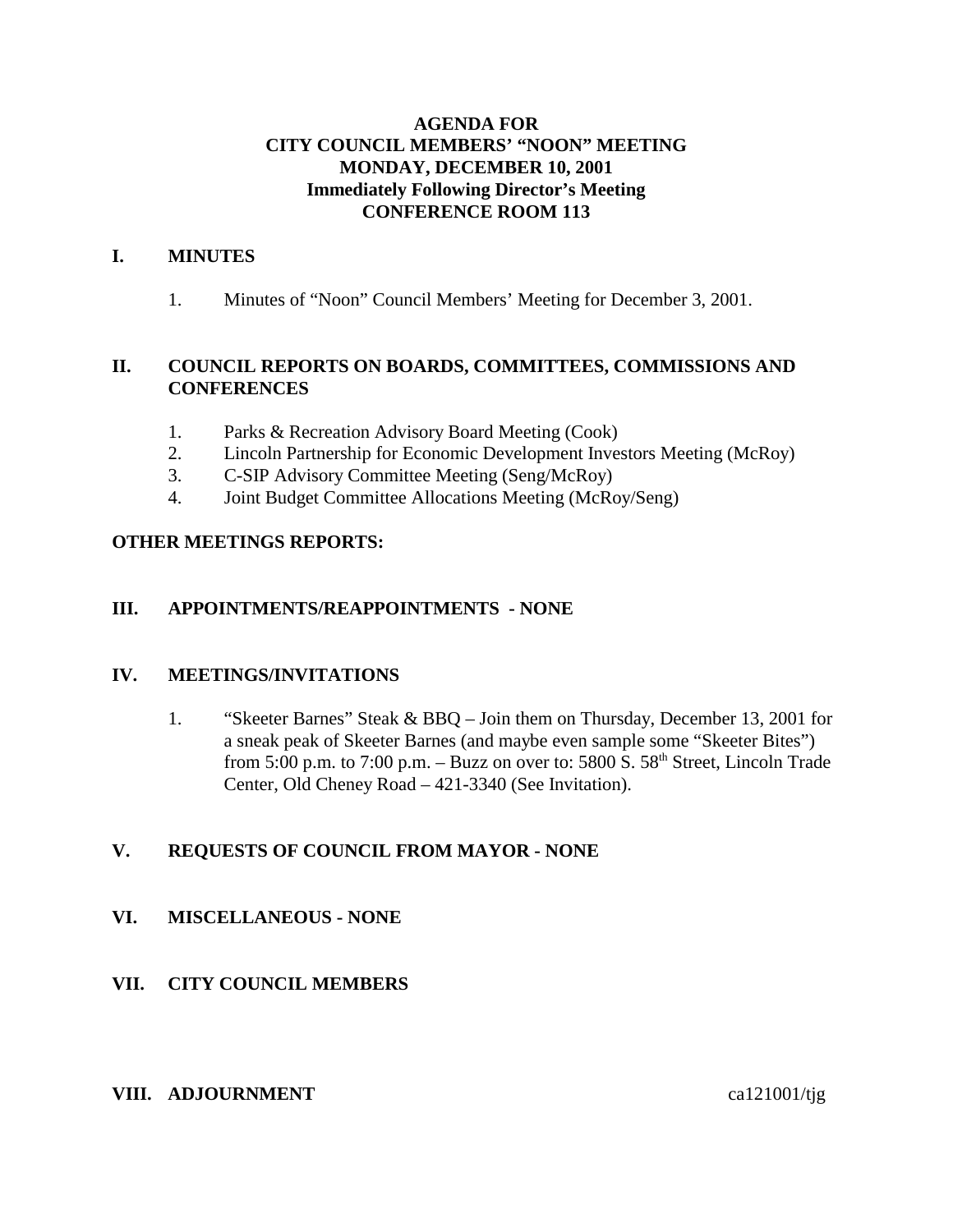# AGENDA FOR
# CITY COUNCIL MEMBERS' "NOON" MEETING
# MONDAY, DECEMBER 10, 2001
# Immediately Following Director's Meeting
# CONFERENCE ROOM 113

## I. MINUTES

1. Minutes of "Noon" Council Members' Meeting for December 3, 2001.

## II. COUNCIL REPORTS ON BOARDS, COMMITTEES, COMMISSIONS AND CONFERENCES

1. Parks & Recreation Advisory Board Meeting (Cook)
2. Lincoln Partnership for Economic Development Investors Meeting (McRoy)
3. C-SIP Advisory Committee Meeting (Seng/McRoy)
4. Joint Budget Committee Allocations Meeting (McRoy/Seng)

## OTHER MEETINGS REPORTS:

## III. APPOINTMENTS/REAPPOINTMENTS - NONE

## IV. MEETINGS/INVITATIONS

1. "Skeeter Barnes" Steak & BBQ – Join them on Thursday, December 13, 2001 for a sneak peak of Skeeter Barnes (and maybe even sample some "Skeeter Bites") from 5:00 p.m. to 7:00 p.m. – Buzz on over to: 5800 S. 58th Street, Lincoln Trade Center, Old Cheney Road – 421-3340 (See Invitation).

## V. REQUESTS OF COUNCIL FROM MAYOR - NONE

## VI. MISCELLANEOUS - NONE

## VII. CITY COUNCIL MEMBERS

## VIII. ADJOURNMENT

ca121001/tjg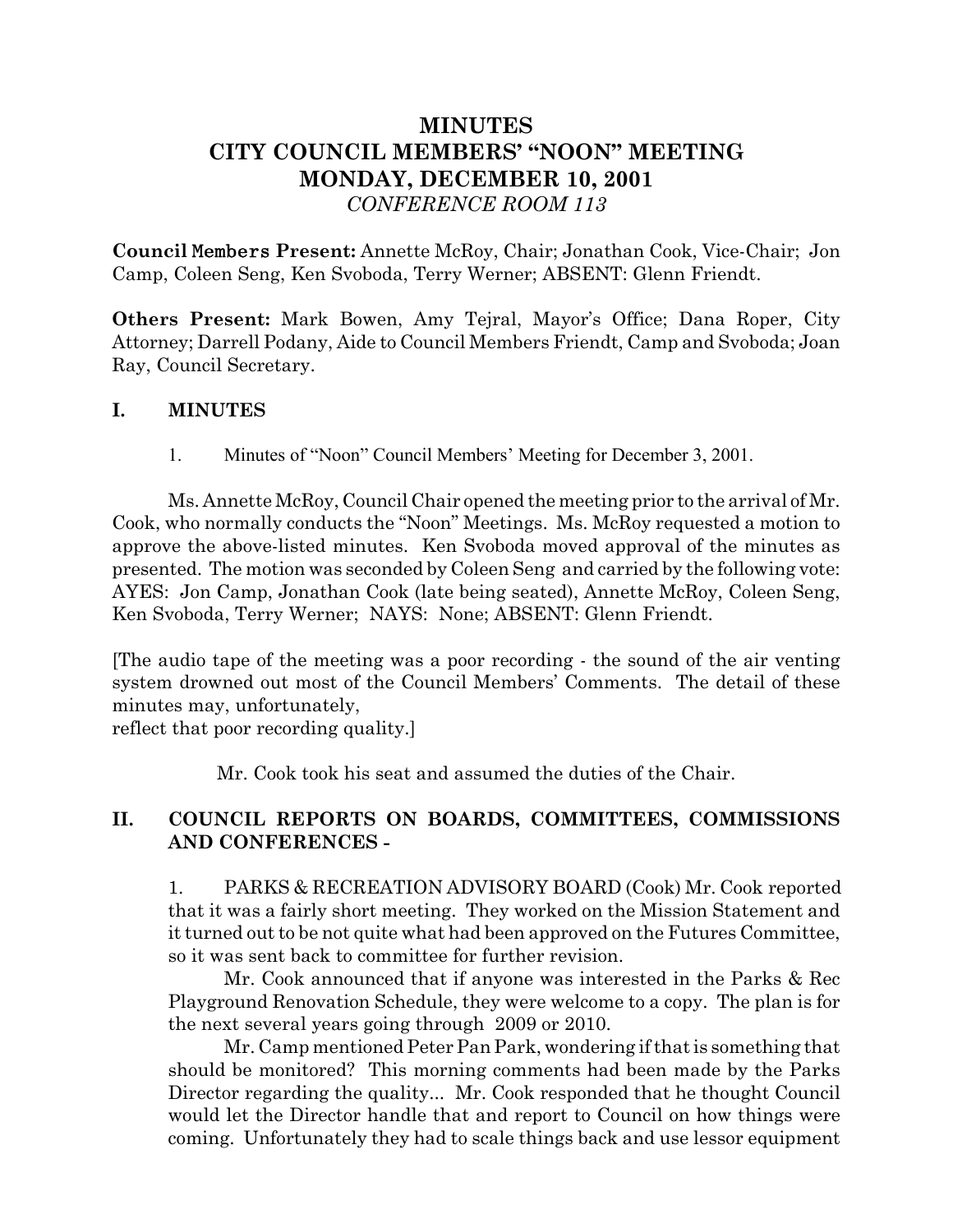# MINUTES
# CITY COUNCIL MEMBERS' "NOON" MEETING
# MONDAY, DECEMBER 10, 2001
*CONFERENCE ROOM 113*

**Council Members Present:** Annette McRoy, Chair; Jonathan Cook, Vice-Chair; Jon Camp, Coleen Seng, Ken Svoboda, Terry Werner; ABSENT: Glenn Friendt.

**Others Present:** Mark Bowen, Amy Tejral, Mayor's Office; Dana Roper, City Attorney; Darrell Podany, Aide to Council Members Friendt, Camp and Svoboda; Joan Ray, Council Secretary.

## I. MINUTES

1. Minutes of "Noon" Council Members' Meeting for December 3, 2001.

Ms. Annette McRoy, Council Chair opened the meeting prior to the arrival of Mr. Cook, who normally conducts the "Noon" Meetings. Ms. McRoy requested a motion to approve the above-listed minutes. Ken Svoboda moved approval of the minutes as presented. The motion was seconded by Coleen Seng and carried by the following vote: AYES: Jon Camp, Jonathan Cook (late being seated), Annette McRoy, Coleen Seng, Ken Svoboda, Terry Werner; NAYS: None; ABSENT: Glenn Friendt.

[The audio tape of the meeting was a poor recording - the sound of the air venting system drowned out most of the Council Members' Comments. The detail of these minutes may, unfortunately,
reflect that poor recording quality.]

Mr. Cook took his seat and assumed the duties of the Chair.

## II. COUNCIL REPORTS ON BOARDS, COMMITTEES, COMMISSIONS AND CONFERENCES -

1. PARKS & RECREATION ADVISORY BOARD (Cook) Mr. Cook reported that it was a fairly short meeting. They worked on the Mission Statement and it turned out to be not quite what had been approved on the Futures Committee, so it was sent back to committee for further revision.

Mr. Cook announced that if anyone was interested in the Parks & Rec Playground Renovation Schedule, they were welcome to a copy. The plan is for the next several years going through 2009 or 2010.

Mr. Camp mentioned Peter Pan Park, wondering if that is something that should be monitored? This morning comments had been made by the Parks Director regarding the quality... Mr. Cook responded that he thought Council would let the Director handle that and report to Council on how things were coming. Unfortunately they had to scale things back and use lessor equipment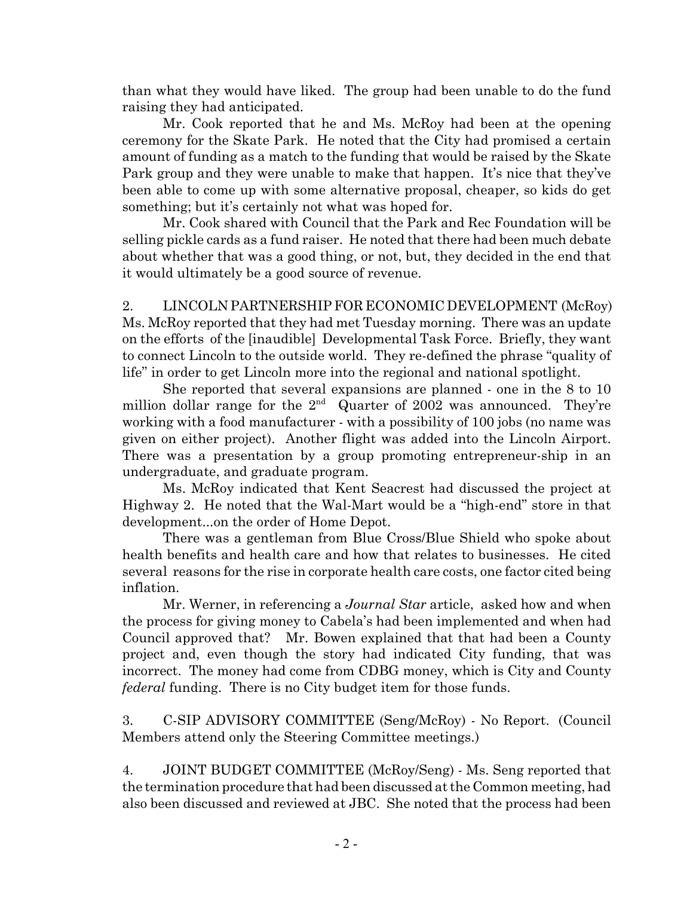than what they would have liked. The group had been unable to do the fund raising they had anticipated.

Mr. Cook reported that he and Ms. McRoy had been at the opening ceremony for the Skate Park. He noted that the City had promised a certain amount of funding as a match to the funding that would be raised by the Skate Park group and they were unable to make that happen. It's nice that they've been able to come up with some alternative proposal, cheaper, so kids do get something; but it's certainly not what was hoped for.

Mr. Cook shared with Council that the Park and Rec Foundation will be selling pickle cards as a fund raiser. He noted that there had been much debate about whether that was a good thing, or not, but, they decided in the end that it would ultimately be a good source of revenue.

2. LINCOLN PARTNERSHIP FOR ECONOMIC DEVELOPMENT (McRoy) Ms. McRoy reported that they had met Tuesday morning. There was an update on the efforts of the [inaudible] Developmental Task Force. Briefly, they want to connect Lincoln to the outside world. They re-defined the phrase "quality of life" in order to get Lincoln more into the regional and national spotlight.

She reported that several expansions are planned - one in the 8 to 10 million dollar range for the 2nd Quarter of 2002 was announced. They're working with a food manufacturer - with a possibility of 100 jobs (no name was given on either project). Another flight was added into the Lincoln Airport. There was a presentation by a group promoting entrepreneur-ship in an undergraduate, and graduate program.

Ms. McRoy indicated that Kent Seacrest had discussed the project at Highway 2. He noted that the Wal-Mart would be a "high-end" store in that development...on the order of Home Depot.

There was a gentleman from Blue Cross/Blue Shield who spoke about health benefits and health care and how that relates to businesses. He cited several reasons for the rise in corporate health care costs, one factor cited being inflation.

Mr. Werner, in referencing a *Journal Star* article, asked how and when the process for giving money to Cabela's had been implemented and when had Council approved that? Mr. Bowen explained that that had been a County project and, even though the story had indicated City funding, that was incorrect. The money had come from CDBG money, which is City and County *federal* funding. There is no City budget item for those funds.

3. C-SIP ADVISORY COMMITTEE (Seng/McRoy) - No Report. (Council Members attend only the Steering Committee meetings.)

4. JOINT BUDGET COMMITTEE (McRoy/Seng) - Ms. Seng reported that the termination procedure that had been discussed at the Common meeting, had also been discussed and reviewed at JBC. She noted that the process had been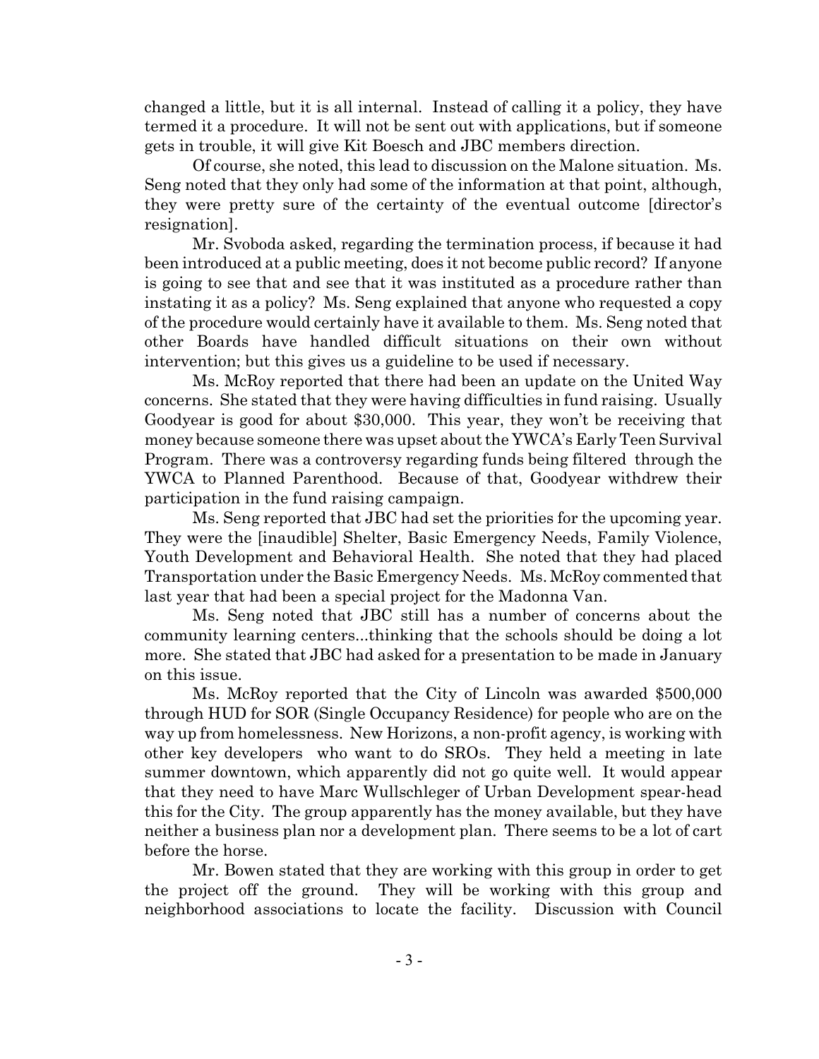changed a little, but it is all internal. Instead of calling it a policy, they have termed it a procedure. It will not be sent out with applications, but if someone gets in trouble, it will give Kit Boesch and JBC members direction.

Of course, she noted, this lead to discussion on the Malone situation. Ms. Seng noted that they only had some of the information at that point, although, they were pretty sure of the certainty of the eventual outcome [director's resignation].

Mr. Svoboda asked, regarding the termination process, if because it had been introduced at a public meeting, does it not become public record? If anyone is going to see that and see that it was instituted as a procedure rather than instating it as a policy? Ms. Seng explained that anyone who requested a copy of the procedure would certainly have it available to them. Ms. Seng noted that other Boards have handled difficult situations on their own without intervention; but this gives us a guideline to be used if necessary.

Ms. McRoy reported that there had been an update on the United Way concerns. She stated that they were having difficulties in fund raising. Usually Goodyear is good for about $30,000. This year, they won't be receiving that money because someone there was upset about the YWCA's Early Teen Survival Program. There was a controversy regarding funds being filtered through the YWCA to Planned Parenthood. Because of that, Goodyear withdrew their participation in the fund raising campaign.

Ms. Seng reported that JBC had set the priorities for the upcoming year. They were the [inaudible] Shelter, Basic Emergency Needs, Family Violence, Youth Development and Behavioral Health. She noted that they had placed Transportation under the Basic Emergency Needs. Ms. McRoy commented that last year that had been a special project for the Madonna Van.

Ms. Seng noted that JBC still has a number of concerns about the community learning centers...thinking that the schools should be doing a lot more. She stated that JBC had asked for a presentation to be made in January on this issue.

Ms. McRoy reported that the City of Lincoln was awarded $500,000 through HUD for SOR (Single Occupancy Residence) for people who are on the way up from homelessness. New Horizons, a non-profit agency, is working with other key developers who want to do SROs. They held a meeting in late summer downtown, which apparently did not go quite well. It would appear that they need to have Marc Wullschleger of Urban Development spear-head this for the City. The group apparently has the money available, but they have neither a business plan nor a development plan. There seems to be a lot of cart before the horse.

Mr. Bowen stated that they are working with this group in order to get the project off the ground. They will be working with this group and neighborhood associations to locate the facility. Discussion with Council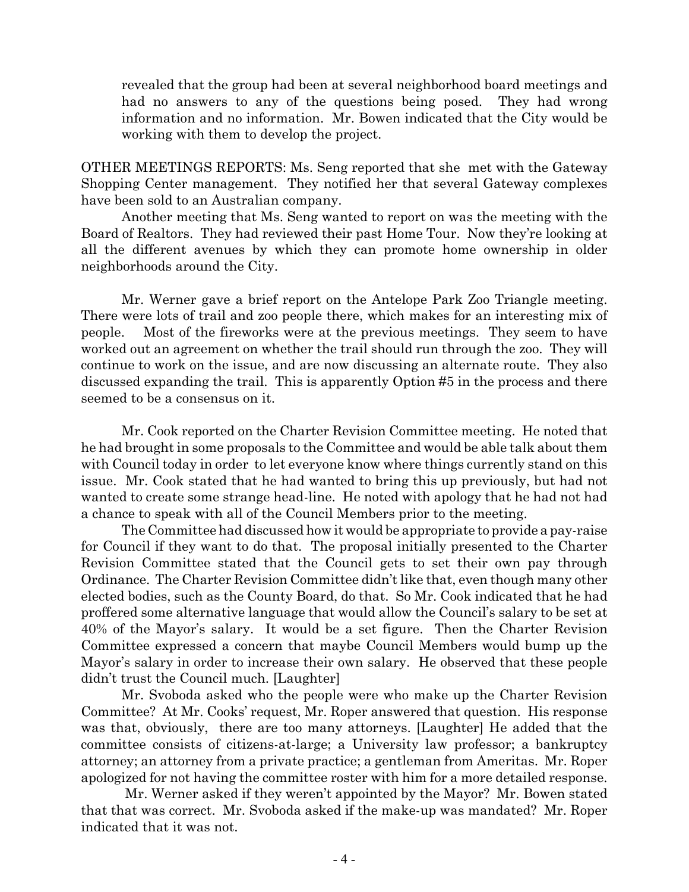revealed that the group had been at several neighborhood board meetings and had no answers to any of the questions being posed. They had wrong information and no information. Mr. Bowen indicated that the City would be working with them to develop the project.

OTHER MEETINGS REPORTS: Ms. Seng reported that she met with the Gateway Shopping Center management. They notified her that several Gateway complexes have been sold to an Australian company.

Another meeting that Ms. Seng wanted to report on was the meeting with the Board of Realtors. They had reviewed their past Home Tour. Now they're looking at all the different avenues by which they can promote home ownership in older neighborhoods around the City.

Mr. Werner gave a brief report on the Antelope Park Zoo Triangle meeting. There were lots of trail and zoo people there, which makes for an interesting mix of people. Most of the fireworks were at the previous meetings. They seem to have worked out an agreement on whether the trail should run through the zoo. They will continue to work on the issue, and are now discussing an alternate route. They also discussed expanding the trail. This is apparently Option #5 in the process and there seemed to be a consensus on it.

Mr. Cook reported on the Charter Revision Committee meeting. He noted that he had brought in some proposals to the Committee and would be able talk about them with Council today in order to let everyone know where things currently stand on this issue. Mr. Cook stated that he had wanted to bring this up previously, but had not wanted to create some strange head-line. He noted with apology that he had not had a chance to speak with all of the Council Members prior to the meeting.

The Committee had discussed how it would be appropriate to provide a pay-raise for Council if they want to do that. The proposal initially presented to the Charter Revision Committee stated that the Council gets to set their own pay through Ordinance. The Charter Revision Committee didn't like that, even though many other elected bodies, such as the County Board, do that. So Mr. Cook indicated that he had proffered some alternative language that would allow the Council's salary to be set at 40% of the Mayor's salary. It would be a set figure. Then the Charter Revision Committee expressed a concern that maybe Council Members would bump up the Mayor's salary in order to increase their own salary. He observed that these people didn't trust the Council much. [Laughter]

Mr. Svoboda asked who the people were who make up the Charter Revision Committee? At Mr. Cooks' request, Mr. Roper answered that question. His response was that, obviously, there are too many attorneys. [Laughter] He added that the committee consists of citizens-at-large; a University law professor; a bankruptcy attorney; an attorney from a private practice; a gentleman from Ameritas. Mr. Roper apologized for not having the committee roster with him for a more detailed response.

Mr. Werner asked if they weren't appointed by the Mayor? Mr. Bowen stated that that was correct. Mr. Svoboda asked if the make-up was mandated? Mr. Roper indicated that it was not.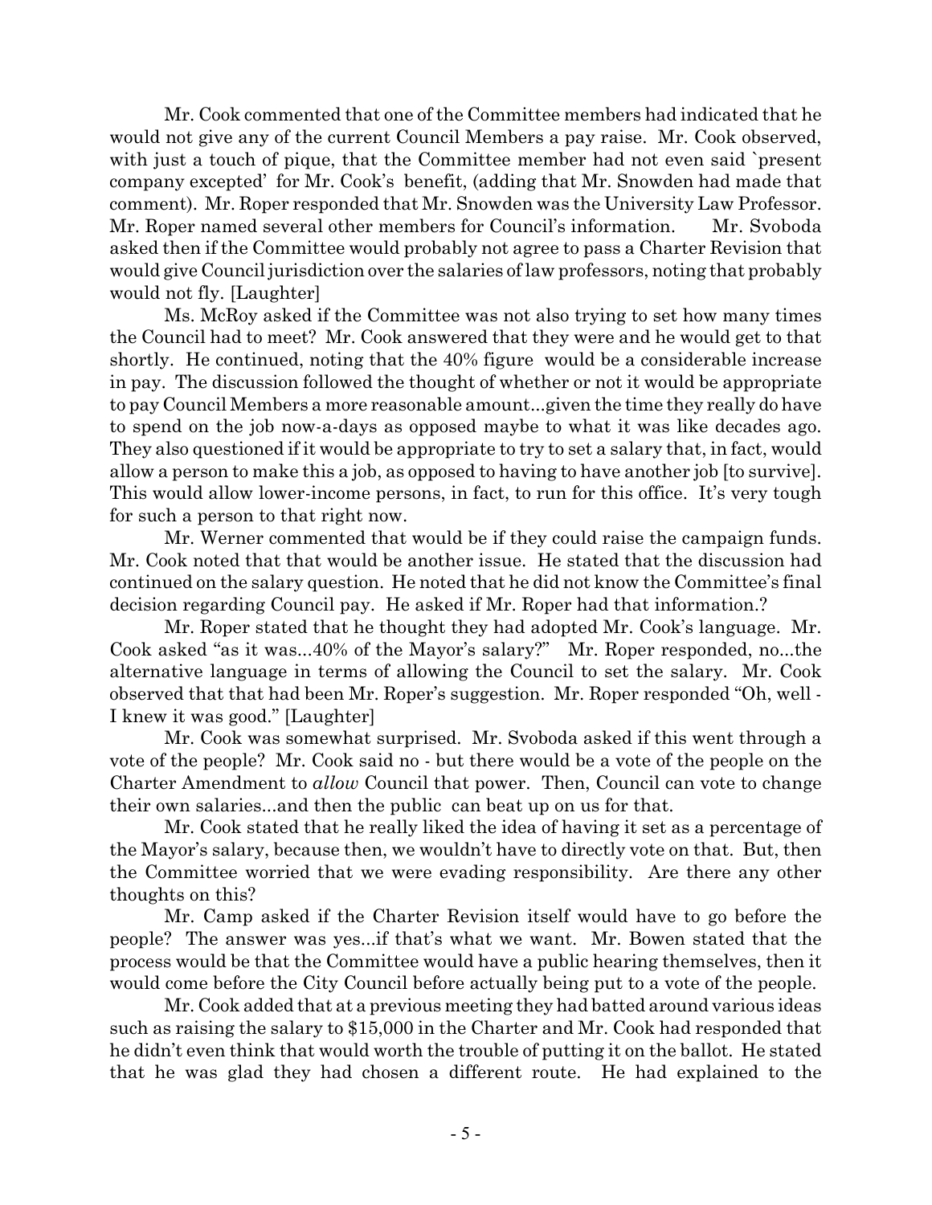Mr. Cook commented that one of the Committee members had indicated that he would not give any of the current Council Members a pay raise. Mr. Cook observed, with just a touch of pique, that the Committee member had not even said `present company excepted' for Mr. Cook's benefit, (adding that Mr. Snowden had made that comment). Mr. Roper responded that Mr. Snowden was the University Law Professor. Mr. Roper named several other members for Council's information. Mr. Svoboda asked then if the Committee would probably not agree to pass a Charter Revision that would give Council jurisdiction over the salaries of law professors, noting that probably would not fly. [Laughter]

Ms. McRoy asked if the Committee was not also trying to set how many times the Council had to meet? Mr. Cook answered that they were and he would get to that shortly. He continued, noting that the 40% figure would be a considerable increase in pay. The discussion followed the thought of whether or not it would be appropriate to pay Council Members a more reasonable amount...given the time they really do have to spend on the job now-a-days as opposed maybe to what it was like decades ago. They also questioned if it would be appropriate to try to set a salary that, in fact, would allow a person to make this a job, as opposed to having to have another job [to survive]. This would allow lower-income persons, in fact, to run for this office. It's very tough for such a person to that right now.

Mr. Werner commented that would be if they could raise the campaign funds. Mr. Cook noted that that would be another issue. He stated that the discussion had continued on the salary question. He noted that he did not know the Committee's final decision regarding Council pay. He asked if Mr. Roper had that information.?

Mr. Roper stated that he thought they had adopted Mr. Cook's language. Mr. Cook asked "as it was...40% of the Mayor's salary?" Mr. Roper responded, no...the alternative language in terms of allowing the Council to set the salary. Mr. Cook observed that that had been Mr. Roper's suggestion. Mr. Roper responded "Oh, well - I knew it was good." [Laughter]

Mr. Cook was somewhat surprised. Mr. Svoboda asked if this went through a vote of the people? Mr. Cook said no - but there would be a vote of the people on the Charter Amendment to *allow* Council that power. Then, Council can vote to change their own salaries...and then the public can beat up on us for that.

Mr. Cook stated that he really liked the idea of having it set as a percentage of the Mayor's salary, because then, we wouldn't have to directly vote on that. But, then the Committee worried that we were evading responsibility. Are there any other thoughts on this?

Mr. Camp asked if the Charter Revision itself would have to go before the people? The answer was yes...if that's what we want. Mr. Bowen stated that the process would be that the Committee would have a public hearing themselves, then it would come before the City Council before actually being put to a vote of the people.

Mr. Cook added that at a previous meeting they had batted around various ideas such as raising the salary to $15,000 in the Charter and Mr. Cook had responded that he didn't even think that would worth the trouble of putting it on the ballot. He stated that he was glad they had chosen a different route. He had explained to the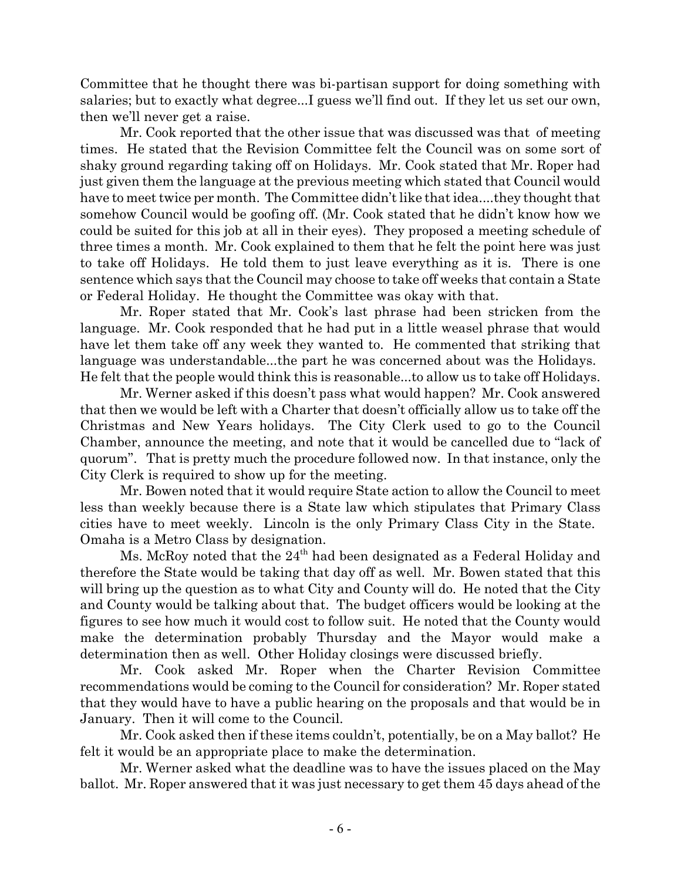Committee that he thought there was bi-partisan support for doing something with salaries; but to exactly what degree...I guess we'll find out. If they let us set our own, then we'll never get a raise.

Mr. Cook reported that the other issue that was discussed was that of meeting times. He stated that the Revision Committee felt the Council was on some sort of shaky ground regarding taking off on Holidays. Mr. Cook stated that Mr. Roper had just given them the language at the previous meeting which stated that Council would have to meet twice per month. The Committee didn't like that idea....they thought that somehow Council would be goofing off. (Mr. Cook stated that he didn't know how we could be suited for this job at all in their eyes). They proposed a meeting schedule of three times a month. Mr. Cook explained to them that he felt the point here was just to take off Holidays. He told them to just leave everything as it is. There is one sentence which says that the Council may choose to take off weeks that contain a State or Federal Holiday. He thought the Committee was okay with that.

Mr. Roper stated that Mr. Cook's last phrase had been stricken from the language. Mr. Cook responded that he had put in a little weasel phrase that would have let them take off any week they wanted to. He commented that striking that language was understandable...the part he was concerned about was the Holidays. He felt that the people would think this is reasonable...to allow us to take off Holidays.

Mr. Werner asked if this doesn't pass what would happen? Mr. Cook answered that then we would be left with a Charter that doesn't officially allow us to take off the Christmas and New Years holidays. The City Clerk used to go to the Council Chamber, announce the meeting, and note that it would be cancelled due to "lack of quorum". That is pretty much the procedure followed now. In that instance, only the City Clerk is required to show up for the meeting.

Mr. Bowen noted that it would require State action to allow the Council to meet less than weekly because there is a State law which stipulates that Primary Class cities have to meet weekly. Lincoln is the only Primary Class City in the State. Omaha is a Metro Class by designation.

Ms. McRoy noted that the 24th had been designated as a Federal Holiday and therefore the State would be taking that day off as well. Mr. Bowen stated that this will bring up the question as to what City and County will do. He noted that the City and County would be talking about that. The budget officers would be looking at the figures to see how much it would cost to follow suit. He noted that the County would make the determination probably Thursday and the Mayor would make a determination then as well. Other Holiday closings were discussed briefly.

Mr. Cook asked Mr. Roper when the Charter Revision Committee recommendations would be coming to the Council for consideration? Mr. Roper stated that they would have to have a public hearing on the proposals and that would be in January. Then it will come to the Council.

Mr. Cook asked then if these items couldn't, potentially, be on a May ballot? He felt it would be an appropriate place to make the determination.

Mr. Werner asked what the deadline was to have the issues placed on the May ballot. Mr. Roper answered that it was just necessary to get them 45 days ahead of the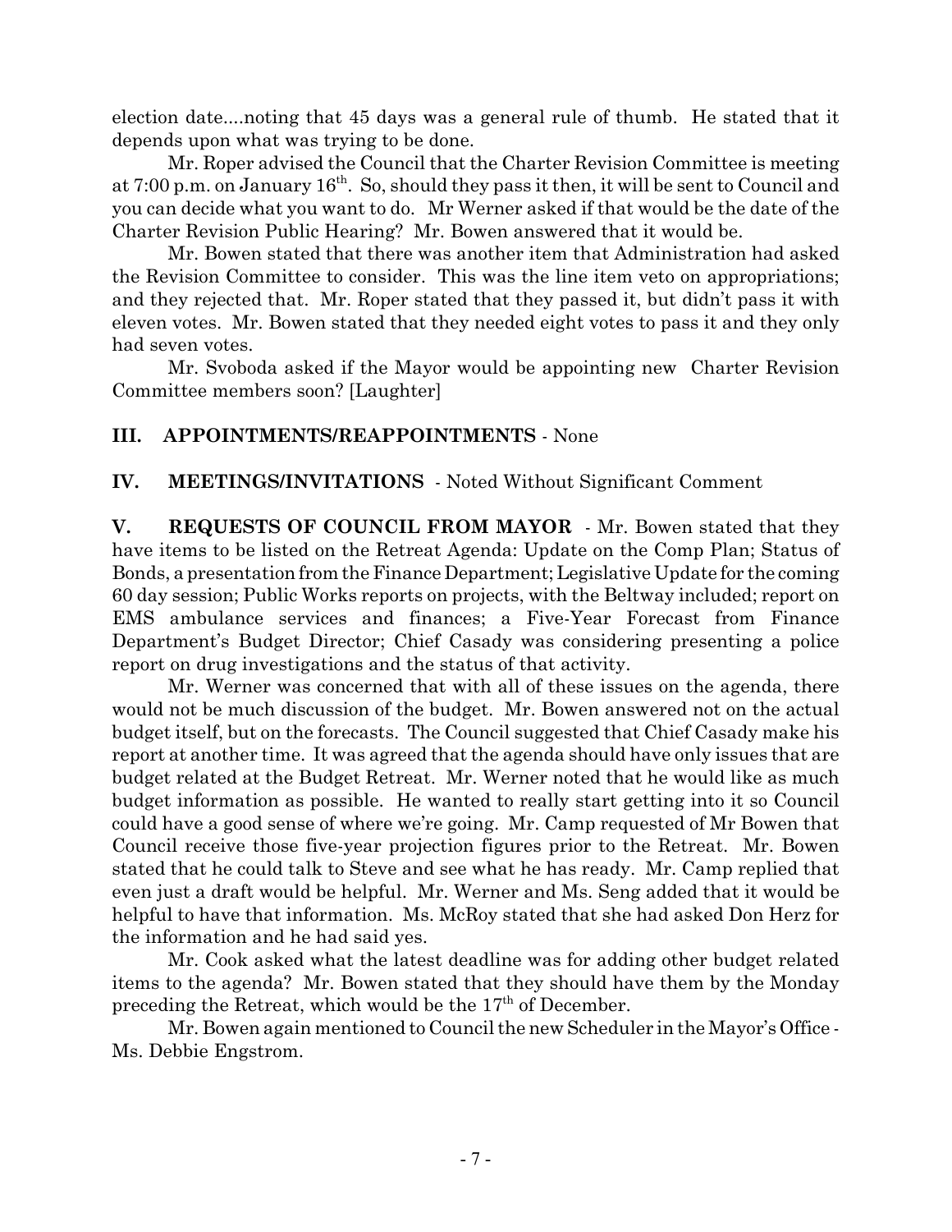election date....noting that 45 days was a general rule of thumb. He stated that it depends upon what was trying to be done.

Mr. Roper advised the Council that the Charter Revision Committee is meeting at 7:00 p.m. on January 16th. So, should they pass it then, it will be sent to Council and you can decide what you want to do. Mr Werner asked if that would be the date of the Charter Revision Public Hearing? Mr. Bowen answered that it would be.

Mr. Bowen stated that there was another item that Administration had asked the Revision Committee to consider. This was the line item veto on appropriations; and they rejected that. Mr. Roper stated that they passed it, but didn't pass it with eleven votes. Mr. Bowen stated that they needed eight votes to pass it and they only had seven votes.

Mr. Svoboda asked if the Mayor would be appointing new Charter Revision Committee members soon? [Laughter]

**III. APPOINTMENTS/REAPPOINTMENTS** - None

**IV. MEETINGS/INVITATIONS** - Noted Without Significant Comment

**V. REQUESTS OF COUNCIL FROM MAYOR** - Mr. Bowen stated that they have items to be listed on the Retreat Agenda: Update on the Comp Plan; Status of Bonds, a presentation from the Finance Department; Legislative Update for the coming 60 day session; Public Works reports on projects, with the Beltway included; report on EMS ambulance services and finances; a Five-Year Forecast from Finance Department's Budget Director; Chief Casady was considering presenting a police report on drug investigations and the status of that activity.

Mr. Werner was concerned that with all of these issues on the agenda, there would not be much discussion of the budget. Mr. Bowen answered not on the actual budget itself, but on the forecasts. The Council suggested that Chief Casady make his report at another time. It was agreed that the agenda should have only issues that are budget related at the Budget Retreat. Mr. Werner noted that he would like as much budget information as possible. He wanted to really start getting into it so Council could have a good sense of where we're going. Mr. Camp requested of Mr Bowen that Council receive those five-year projection figures prior to the Retreat. Mr. Bowen stated that he could talk to Steve and see what he has ready. Mr. Camp replied that even just a draft would be helpful. Mr. Werner and Ms. Seng added that it would be helpful to have that information. Ms. McRoy stated that she had asked Don Herz for the information and he had said yes.

Mr. Cook asked what the latest deadline was for adding other budget related items to the agenda? Mr. Bowen stated that they should have them by the Monday preceding the Retreat, which would be the 17th of December.

Mr. Bowen again mentioned to Council the new Scheduler in the Mayor's Office - Ms. Debbie Engstrom.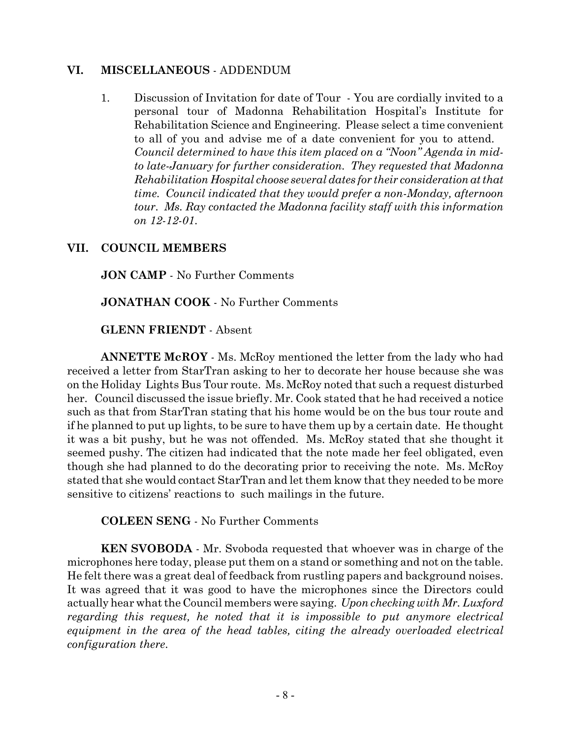## VI. MISCELLANEOUS - ADDENDUM

1. Discussion of Invitation for date of Tour - You are cordially invited to a personal tour of Madonna Rehabilitation Hospital's Institute for Rehabilitation Science and Engineering. Please select a time convenient to all of you and advise me of a date convenient for you to attend. *Council determined to have this item placed on a "Noon" Agenda in mid-to late-January for further consideration. They requested that Madonna Rehabilitation Hospital choose several dates for their consideration at that time. Council indicated that they would prefer a non-Monday, afternoon tour. Ms. Ray contacted the Madonna facility staff with this information on 12-12-01.*

## VII. COUNCIL MEMBERS

**JON CAMP** - No Further Comments

**JONATHAN COOK** - No Further Comments

**GLENN FRIENDT** - Absent

**ANNETTE McROY** - Ms. McRoy mentioned the letter from the lady who had received a letter from StarTran asking to her to decorate her house because she was on the Holiday Lights Bus Tour route. Ms. McRoy noted that such a request disturbed her. Council discussed the issue briefly. Mr. Cook stated that he had received a notice such as that from StarTran stating that his home would be on the bus tour route and if he planned to put up lights, to be sure to have them up by a certain date. He thought it was a bit pushy, but he was not offended. Ms. McRoy stated that she thought it seemed pushy. The citizen had indicated that the note made her feel obligated, even though she had planned to do the decorating prior to receiving the note. Ms. McRoy stated that she would contact StarTran and let them know that they needed to be more sensitive to citizens' reactions to such mailings in the future.

**COLEEN SENG** - No Further Comments

**KEN SVOBODA** - Mr. Svoboda requested that whoever was in charge of the microphones here today, please put them on a stand or something and not on the table. He felt there was a great deal of feedback from rustling papers and background noises. It was agreed that it was good to have the microphones since the Directors could actually hear what the Council members were saying. *Upon checking with Mr. Luxford regarding this request, he noted that it is impossible to put anymore electrical equipment in the area of the head tables, citing the already overloaded electrical configuration there.*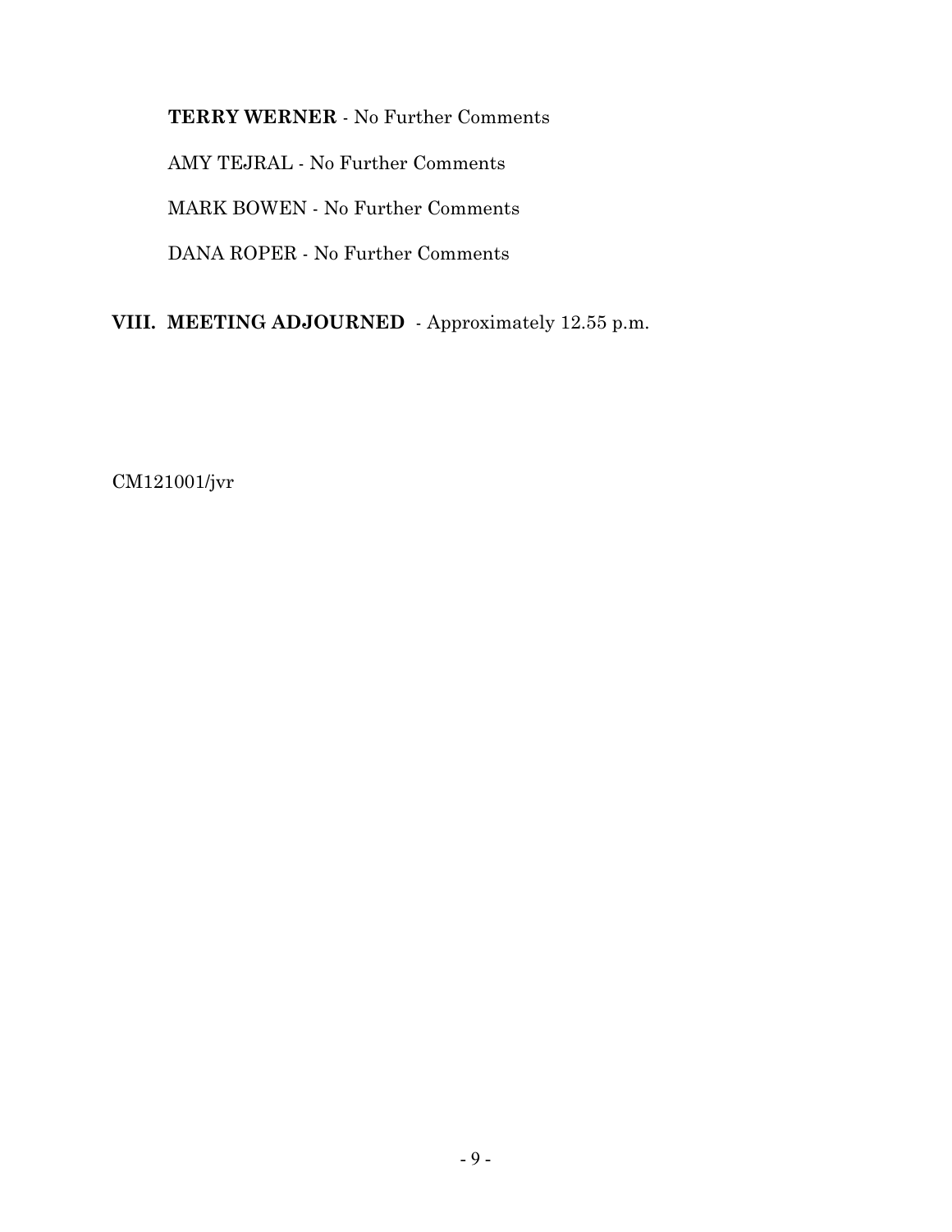**TERRY WERNER** - No Further Comments

AMY TEJRAL - No Further Comments

MARK BOWEN - No Further Comments

DANA ROPER - No Further Comments

**VIII. MEETING ADJOURNED** - Approximately 12.55 p.m.

CM121001/jvr